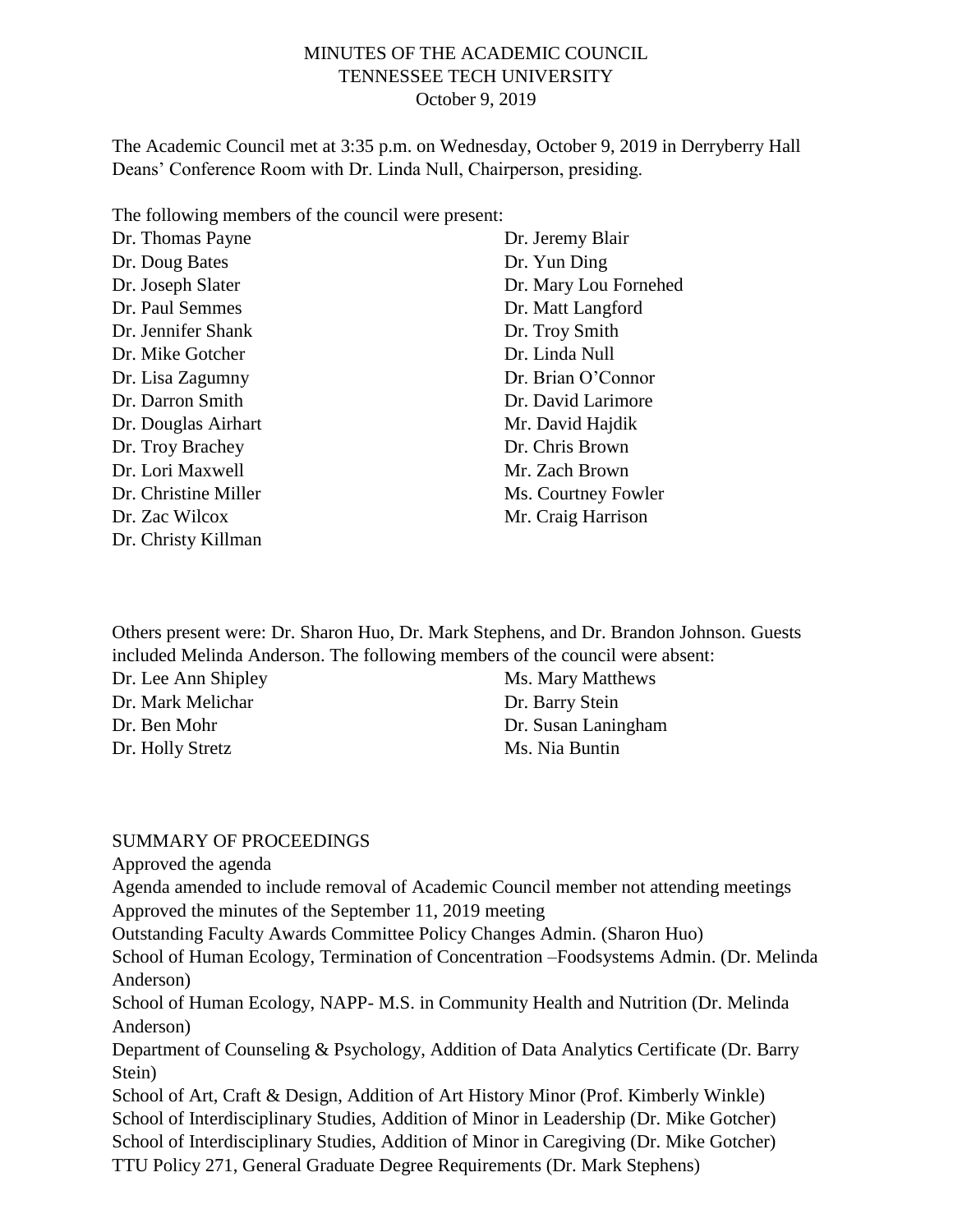# MINUTES OF THE ACADEMIC COUNCIL
## TENNESSEE TECH UNIVERSITY
### October 9, 2019

The Academic Council met at 3:35 p.m. on Wednesday, October 9, 2019 in Derryberry Hall Deans' Conference Room with Dr. Linda Null, Chairperson, presiding.

The following members of the council were present:

Dr. Thomas Payne
Dr. Doug Bates
Dr. Joseph Slater
Dr. Paul Semmes
Dr. Jennifer Shank
Dr. Mike Gotcher
Dr. Lisa Zagumny
Dr. Darron Smith
Dr. Douglas Airhart
Dr. Troy Brachey
Dr. Lori Maxwell
Dr. Christine Miller
Dr. Zac Wilcox
Dr. Christy Killman
Dr. Jeremy Blair
Dr. Yun Ding
Dr. Mary Lou Fornehed
Dr. Matt Langford
Dr. Troy Smith
Dr. Linda Null
Dr. Brian O'Connor
Dr. David Larimore
Mr. David Hajdik
Dr. Chris Brown
Mr. Zach Brown
Ms. Courtney Fowler
Mr. Craig Harrison

Others present were: Dr. Sharon Huo, Dr. Mark Stephens, and Dr. Brandon Johnson. Guests included Melinda Anderson. The following members of the council were absent:

Dr. Lee Ann Shipley
Dr. Mark Melichar
Dr. Ben Mohr
Dr. Holly Stretz
Ms. Mary Matthews
Dr. Barry Stein
Dr. Susan Laningham
Ms. Nia Buntin

SUMMARY OF PROCEEDINGS

Approved the agenda

Agenda amended to include removal of Academic Council member not attending meetings

Approved the minutes of the September 11, 2019 meeting

Outstanding Faculty Awards Committee Policy Changes Admin. (Sharon Huo)

School of Human Ecology, Termination of Concentration –Foodsystems Admin. (Dr. Melinda Anderson)

School of Human Ecology, NAPP- M.S. in Community Health and Nutrition (Dr. Melinda Anderson)

Department of Counseling & Psychology, Addition of Data Analytics Certificate (Dr. Barry Stein)

School of Art, Craft & Design, Addition of Art History Minor (Prof. Kimberly Winkle)

School of Interdisciplinary Studies, Addition of Minor in Leadership (Dr. Mike Gotcher)

School of Interdisciplinary Studies, Addition of Minor in Caregiving (Dr. Mike Gotcher)

TTU Policy 271, General Graduate Degree Requirements (Dr. Mark Stephens)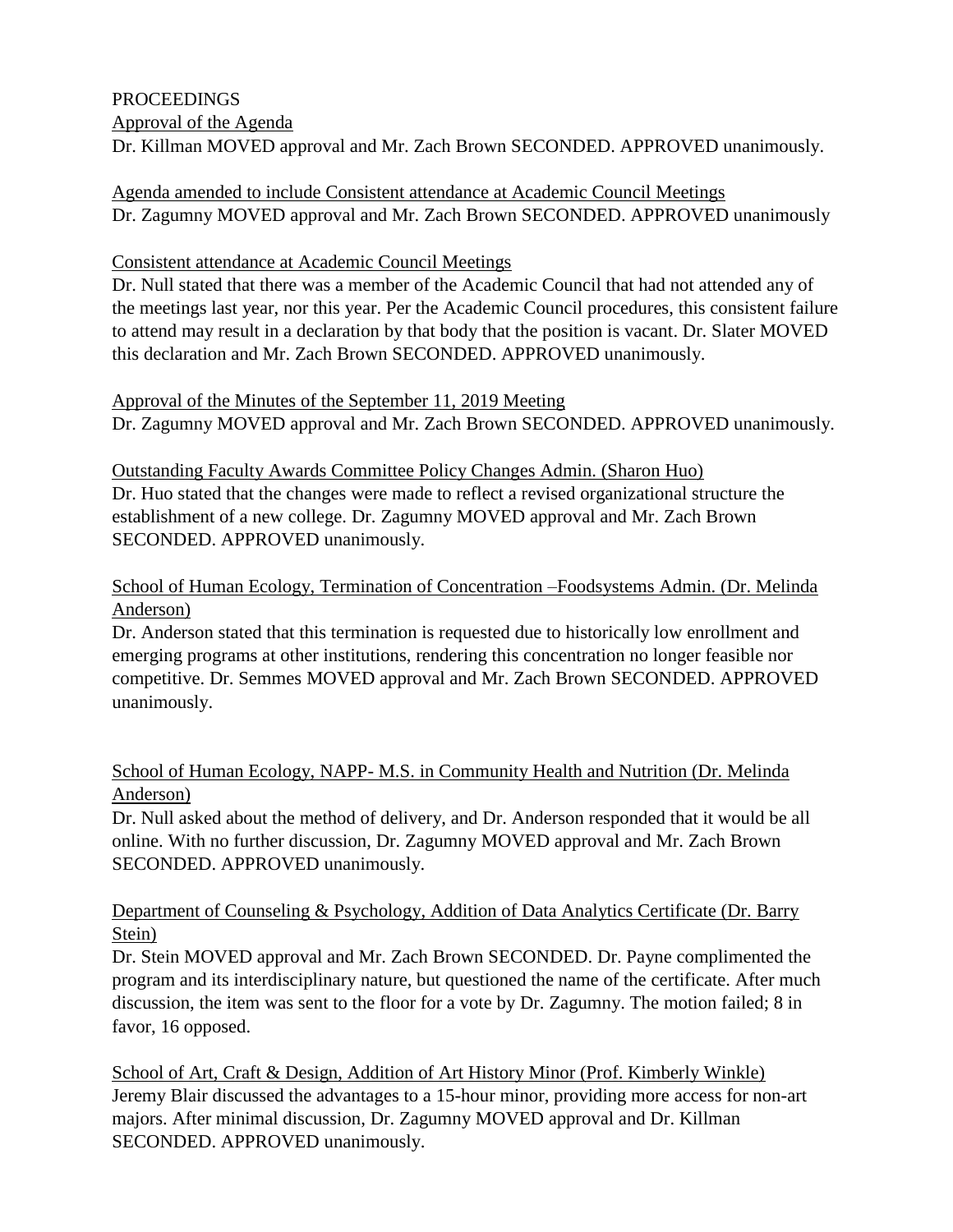PROCEEDINGS

Approval of the Agenda

Dr. Killman MOVED approval and Mr. Zach Brown SECONDED. APPROVED unanimously.

Agenda amended to include Consistent attendance at Academic Council Meetings

Dr. Zagumny MOVED approval and Mr. Zach Brown SECONDED. APPROVED unanimously

Consistent attendance at Academic Council Meetings

Dr. Null stated that there was a member of the Academic Council that had not attended any of the meetings last year, nor this year. Per the Academic Council procedures, this consistent failure to attend may result in a declaration by that body that the position is vacant. Dr. Slater MOVED this declaration and Mr. Zach Brown SECONDED. APPROVED unanimously.

Approval of the Minutes of the September 11, 2019 Meeting

Dr. Zagumny MOVED approval and Mr. Zach Brown SECONDED. APPROVED unanimously.

Outstanding Faculty Awards Committee Policy Changes Admin. (Sharon Huo)

Dr. Huo stated that the changes were made to reflect a revised organizational structure the establishment of a new college. Dr. Zagumny MOVED approval and Mr. Zach Brown SECONDED. APPROVED unanimously.

School of Human Ecology, Termination of Concentration –Foodsystems Admin. (Dr. Melinda Anderson)

Dr. Anderson stated that this termination is requested due to historically low enrollment and emerging programs at other institutions, rendering this concentration no longer feasible nor competitive. Dr. Semmes MOVED approval and Mr. Zach Brown SECONDED. APPROVED unanimously.

School of Human Ecology, NAPP- M.S. in Community Health and Nutrition (Dr. Melinda Anderson)

Dr. Null asked about the method of delivery, and Dr. Anderson responded that it would be all online. With no further discussion, Dr. Zagumny MOVED approval and Mr. Zach Brown SECONDED. APPROVED unanimously.

Department of Counseling & Psychology, Addition of Data Analytics Certificate (Dr. Barry Stein)

Dr. Stein MOVED approval and Mr. Zach Brown SECONDED. Dr. Payne complimented the program and its interdisciplinary nature, but questioned the name of the certificate. After much discussion, the item was sent to the floor for a vote by Dr. Zagumny. The motion failed; 8 in favor, 16 opposed.

School of Art, Craft & Design, Addition of Art History Minor (Prof. Kimberly Winkle)

Jeremy Blair discussed the advantages to a 15-hour minor, providing more access for non-art majors. After minimal discussion, Dr. Zagumny MOVED approval and Dr. Killman SECONDED. APPROVED unanimously.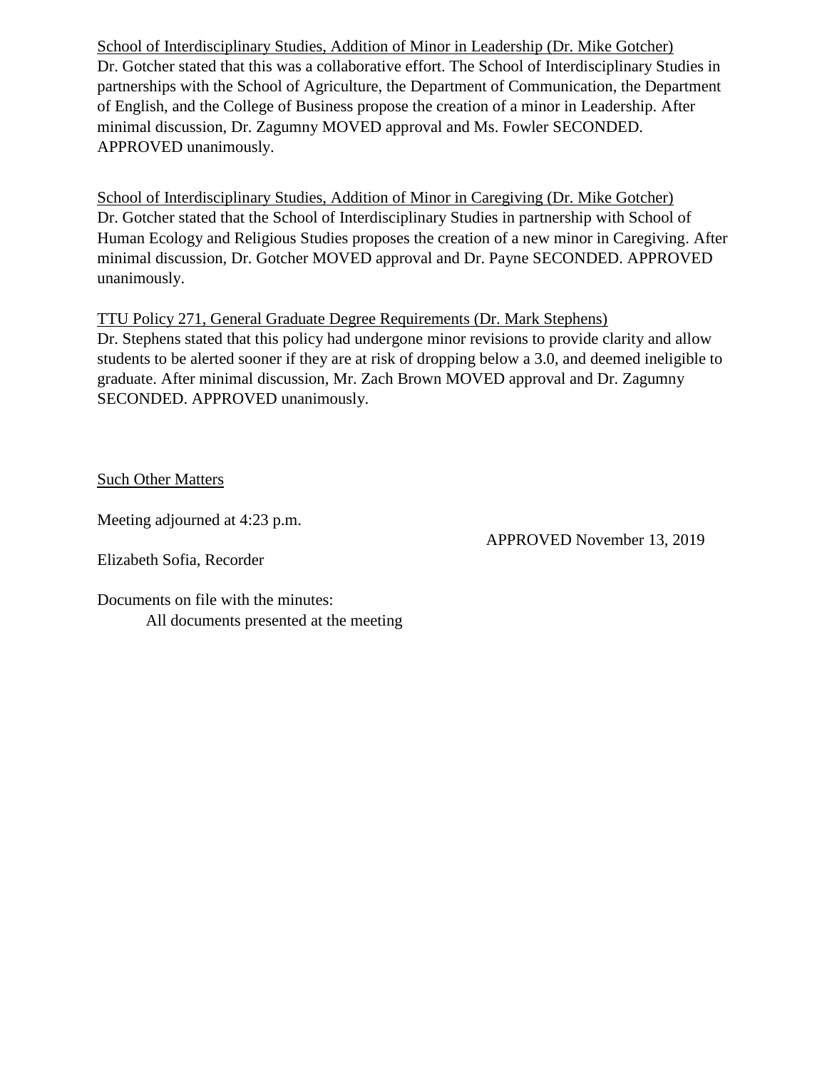<u>School of Interdisciplinary Studies, Addition of Minor in Leadership (Dr. Mike Gotcher)</u>
Dr. Gotcher stated that this was a collaborative effort. The School of Interdisciplinary Studies in partnerships with the School of Agriculture, the Department of Communication, the Department of English, and the College of Business propose the creation of a minor in Leadership. After minimal discussion, Dr. Zagumny MOVED approval and Ms. Fowler SECONDED. APPROVED unanimously.

<u>School of Interdisciplinary Studies, Addition of Minor in Caregiving (Dr. Mike Gotcher)</u>
Dr. Gotcher stated that the School of Interdisciplinary Studies in partnership with School of Human Ecology and Religious Studies proposes the creation of a new minor in Caregiving. After minimal discussion, Dr. Gotcher MOVED approval and Dr. Payne SECONDED. APPROVED unanimously.

<u>TTU Policy 271, General Graduate Degree Requirements (Dr. Mark Stephens)</u>
Dr. Stephens stated that this policy had undergone minor revisions to provide clarity and allow students to be alerted sooner if they are at risk of dropping below a 3.0, and deemed ineligible to graduate. After minimal discussion, Mr. Zach Brown MOVED approval and Dr. Zagumny SECONDED. APPROVED unanimously.

<u>Such Other Matters</u>

Meeting adjourned at 4:23 p.m.

APPROVED November 13, 2019

Elizabeth Sofia, Recorder

Documents on file with the minutes:
All documents presented at the meeting